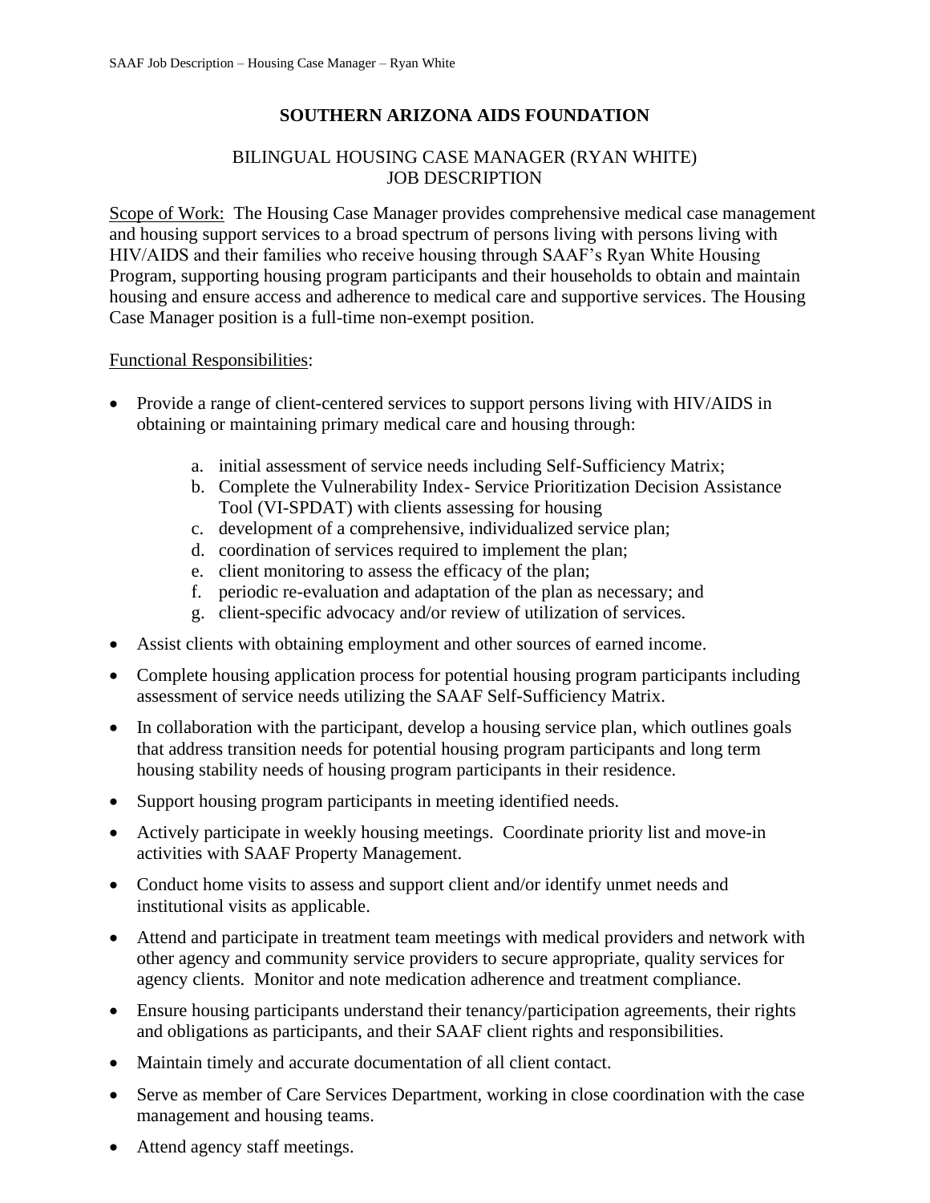# SOUTHERN ARIZONA AIDS FOUNDATION

## BILINGUAL HOUSING CASE MANAGER (RYAN WHITE) JOB DESCRIPTION

Scope of Work: The Housing Case Manager provides comprehensive medical case management and housing support services to a broad spectrum of persons living with persons living with HIV/AIDS and their families who receive housing through SAAF's Ryan White Housing Program, supporting housing program participants and their households to obtain and maintain housing and ensure access and adherence to medical care and supportive services. The Housing Case Manager position is a full-time non-exempt position.

Functional Responsibilities:

- Provide a range of client-centered services to support persons living with HIV/AIDS in obtaining or maintaining primary medical care and housing through:
    a. initial assessment of service needs including Self-Sufficiency Matrix;
    b. Complete the Vulnerability Index- Service Prioritization Decision Assistance Tool (VI-SPDAT) with clients assessing for housing
    c. development of a comprehensive, individualized service plan;
    d. coordination of services required to implement the plan;
    e. client monitoring to assess the efficacy of the plan;
    f. periodic re-evaluation and adaptation of the plan as necessary; and
    g. client-specific advocacy and/or review of utilization of services.
- Assist clients with obtaining employment and other sources of earned income.
- Complete housing application process for potential housing program participants including assessment of service needs utilizing the SAAF Self-Sufficiency Matrix.
- In collaboration with the participant, develop a housing service plan, which outlines goals that address transition needs for potential housing program participants and long term housing stability needs of housing program participants in their residence.
- Support housing program participants in meeting identified needs.
- Actively participate in weekly housing meetings. Coordinate priority list and move-in activities with SAAF Property Management.
- Conduct home visits to assess and support client and/or identify unmet needs and institutional visits as applicable.
- Attend and participate in treatment team meetings with medical providers and network with other agency and community service providers to secure appropriate, quality services for agency clients. Monitor and note medication adherence and treatment compliance.
- Ensure housing participants understand their tenancy/participation agreements, their rights and obligations as participants, and their SAAF client rights and responsibilities.
- Maintain timely and accurate documentation of all client contact.
- Serve as member of Care Services Department, working in close coordination with the case management and housing teams.
- Attend agency staff meetings.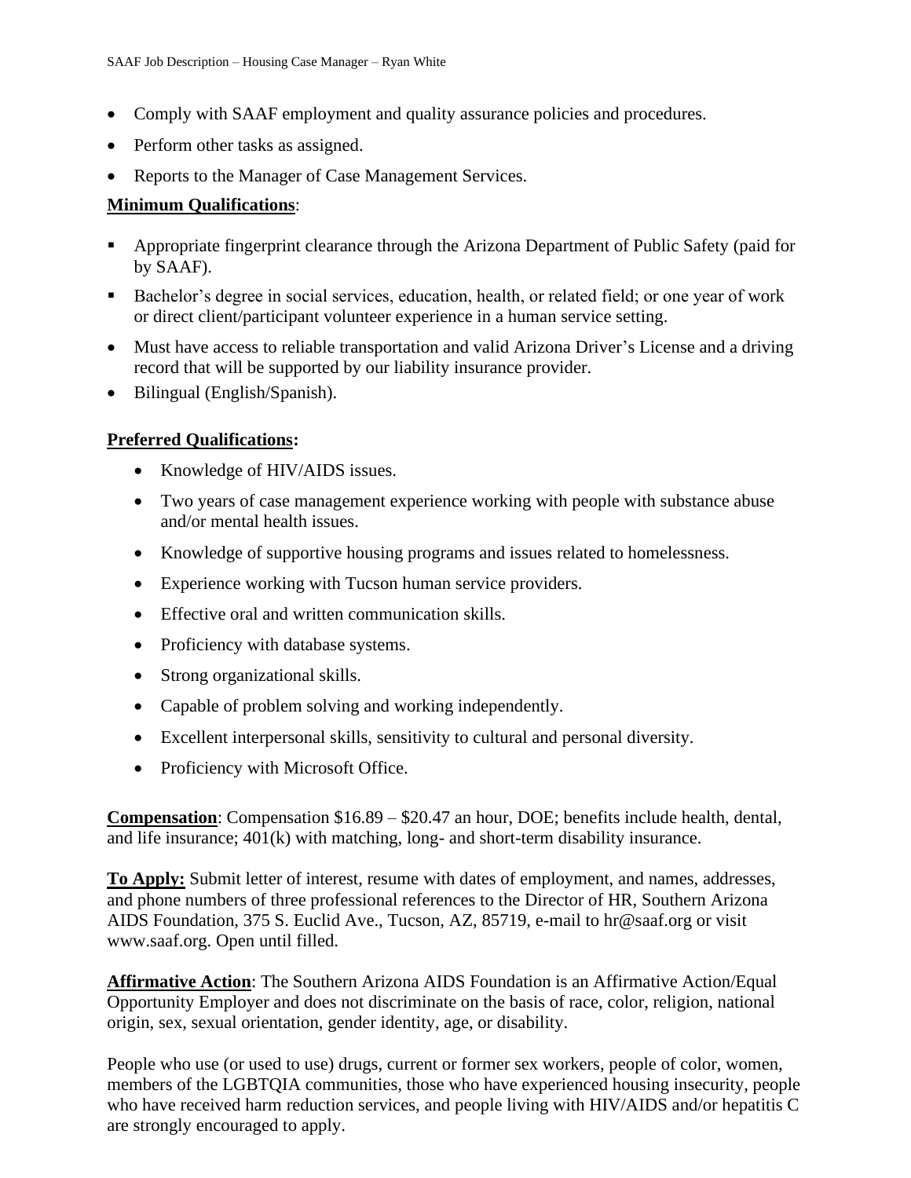- Comply with SAAF employment and quality assurance policies and procedures.
- Perform other tasks as assigned.
- Reports to the Manager of Case Management Services.

**Minimum Qualifications**:

- Appropriate fingerprint clearance through the Arizona Department of Public Safety (paid for by SAAF).
- Bachelor's degree in social services, education, health, or related field; or one year of work or direct client/participant volunteer experience in a human service setting.
- Must have access to reliable transportation and valid Arizona Driver's License and a driving record that will be supported by our liability insurance provider.
- Bilingual (English/Spanish).

**Preferred Qualifications:**

- Knowledge of HIV/AIDS issues.
- Two years of case management experience working with people with substance abuse and/or mental health issues.
- Knowledge of supportive housing programs and issues related to homelessness.
- Experience working with Tucson human service providers.
- Effective oral and written communication skills.
- Proficiency with database systems.
- Strong organizational skills.
- Capable of problem solving and working independently.
- Excellent interpersonal skills, sensitivity to cultural and personal diversity.
- Proficiency with Microsoft Office.

**Compensation**: Compensation $16.89 – $20.47 an hour, DOE; benefits include health, dental, and life insurance; 401(k) with matching, long- and short-term disability insurance.

**To Apply:** Submit letter of interest, resume with dates of employment, and names, addresses, and phone numbers of three professional references to the Director of HR, Southern Arizona AIDS Foundation, 375 S. Euclid Ave., Tucson, AZ, 85719, e-mail to hr@saaf.org or visit www.saaf.org. Open until filled.

**Affirmative Action**: The Southern Arizona AIDS Foundation is an Affirmative Action/Equal Opportunity Employer and does not discriminate on the basis of race, color, religion, national origin, sex, sexual orientation, gender identity, age, or disability.

People who use (or used to use) drugs, current or former sex workers, people of color, women, members of the LGBTQIA communities, those who have experienced housing insecurity, people who have received harm reduction services, and people living with HIV/AIDS and/or hepatitis C are strongly encouraged to apply.